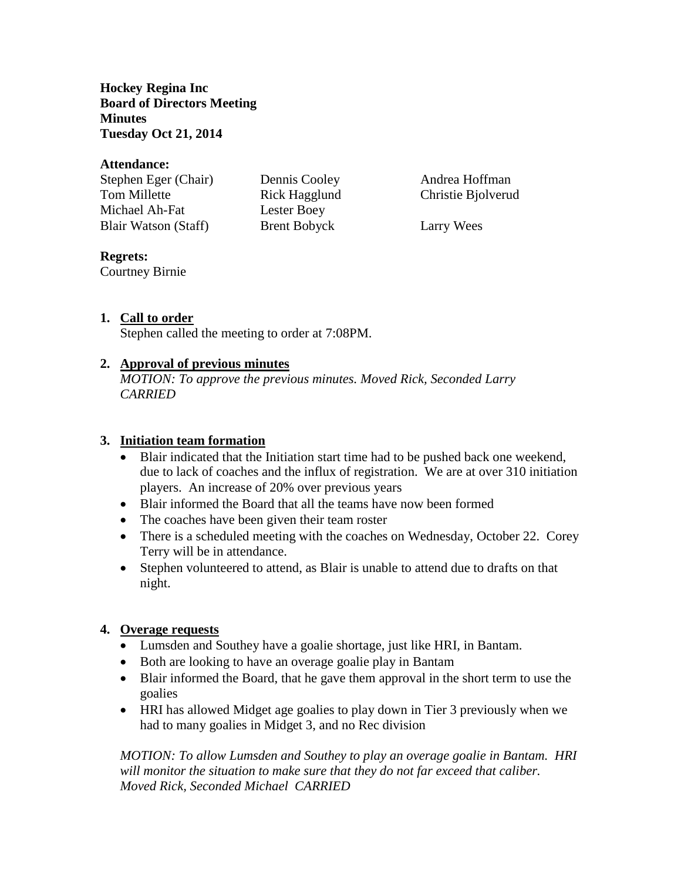**Hockey Regina Inc**
**Board of Directors Meeting**
**Minutes**
**Tuesday Oct 21, 2014**

**Attendance:**

| | | |
|---|---|---|
| Stephen Eger (Chair) | Dennis Cooley | Andrea Hoffman |
| Tom Millette | Rick Hagglund | Christie Bjolverud |
| Michael Ah-Fat | Lester Boey | |
| Blair Watson (Staff) | Brent Bobyck | Larry Wees |

**Regrets:**
Courtney Birnie

1. **Call to order**
   Stephen called the meeting to order at 7:08PM.

2. **Approval of previous minutes**
   *MOTION: To approve the previous minutes. Moved Rick, Seconded Larry CARRIED*

3. **Initiation team formation**
   - Blair indicated that the Initiation start time had to be pushed back one weekend, due to lack of coaches and the influx of registration. We are at over 310 initiation players. An increase of 20% over previous years
   - Blair informed the Board that all the teams have now been formed
   - The coaches have been given their team roster
   - There is a scheduled meeting with the coaches on Wednesday, October 22. Corey Terry will be in attendance.
   - Stephen volunteered to attend, as Blair is unable to attend due to drafts on that night.

4. **Overage requests**
   - Lumsden and Southey have a goalie shortage, just like HRI, in Bantam.
   - Both are looking to have an overage goalie play in Bantam
   - Blair informed the Board, that he gave them approval in the short term to use the goalies
   - HRI has allowed Midget age goalies to play down in Tier 3 previously when we had to many goalies in Midget 3, and no Rec division

   *MOTION: To allow Lumsden and Southey to play an overage goalie in Bantam. HRI will monitor the situation to make sure that they do not far exceed that caliber. Moved Rick, Seconded Michael CARRIED*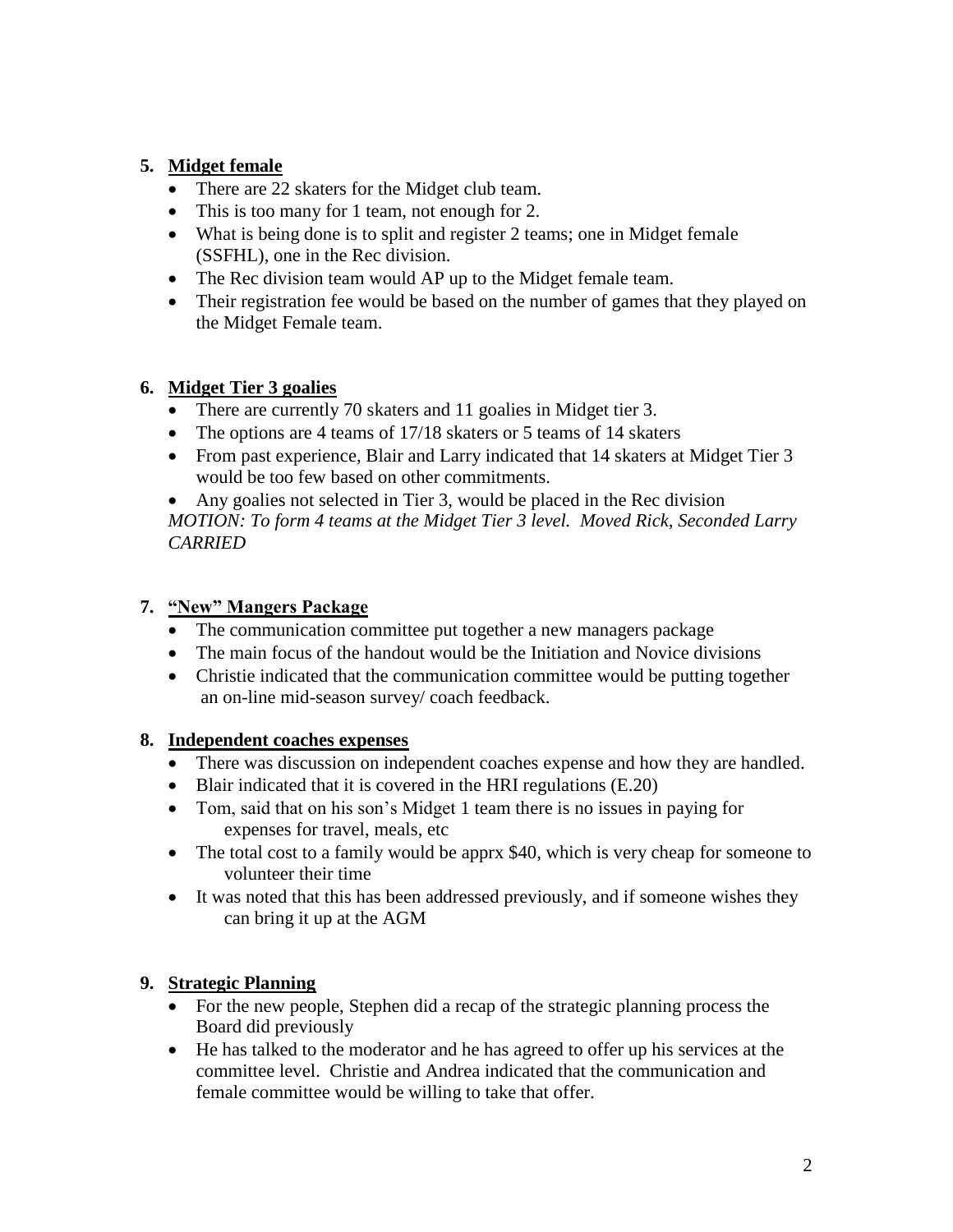**5. Midget female**

- There are 22 skaters for the Midget club team.
- This is too many for 1 team, not enough for 2.
- What is being done is to split and register 2 teams; one in Midget female (SSFHL), one in the Rec division.
- The Rec division team would AP up to the Midget female team.
- Their registration fee would be based on the number of games that they played on the Midget Female team.

**6. Midget Tier 3 goalies**

- There are currently 70 skaters and 11 goalies in Midget tier 3.
- The options are 4 teams of 17/18 skaters or 5 teams of 14 skaters
- From past experience, Blair and Larry indicated that 14 skaters at Midget Tier 3 would be too few based on other commitments.
- Any goalies not selected in Tier 3, would be placed in the Rec division

*MOTION: To form 4 teams at the Midget Tier 3 level. Moved Rick, Seconded Larry CARRIED*

**7. "New" Mangers Package**

- The communication committee put together a new managers package
- The main focus of the handout would be the Initiation and Novice divisions
- Christie indicated that the communication committee would be putting together an on-line mid-season survey/ coach feedback.

**8. Independent coaches expenses**

- There was discussion on independent coaches expense and how they are handled.
- Blair indicated that it is covered in the HRI regulations (E.20)
- Tom, said that on his son's Midget 1 team there is no issues in paying for expenses for travel, meals, etc
- The total cost to a family would be apprx $40, which is very cheap for someone to volunteer their time
- It was noted that this has been addressed previously, and if someone wishes they can bring it up at the AGM

**9. Strategic Planning**

- For the new people, Stephen did a recap of the strategic planning process the Board did previously
- He has talked to the moderator and he has agreed to offer up his services at the committee level. Christie and Andrea indicated that the communication and female committee would be willing to take that offer.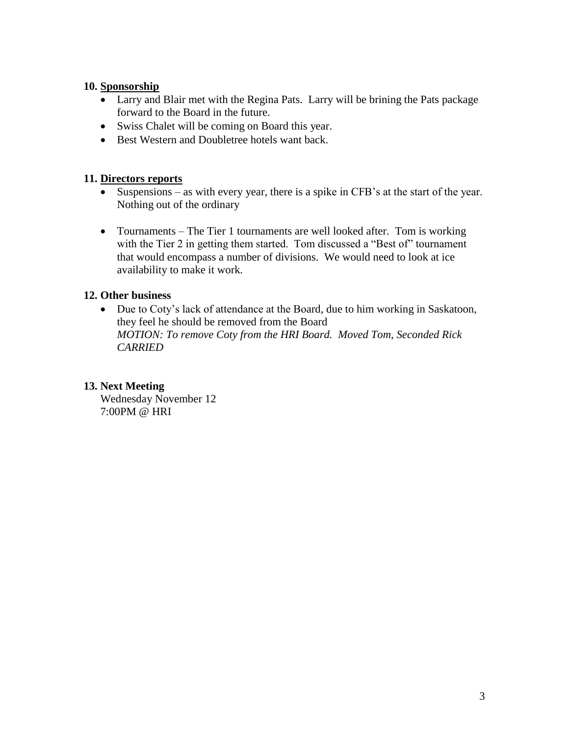**10. Sponsorship**

- Larry and Blair met with the Regina Pats. Larry will be brining the Pats package forward to the Board in the future.
- Swiss Chalet will be coming on Board this year.
- Best Western and Doubletree hotels want back.

**11. Directors reports**

- Suspensions – as with every year, there is a spike in CFB's at the start of the year. Nothing out of the ordinary
- Tournaments – The Tier 1 tournaments are well looked after. Tom is working with the Tier 2 in getting them started. Tom discussed a "Best of" tournament that would encompass a number of divisions. We would need to look at ice availability to make it work.

**12. Other business**

- Due to Coty's lack of attendance at the Board, due to him working in Saskatoon, they feel he should be removed from the Board
  *MOTION: To remove Coty from the HRI Board. Moved Tom, Seconded Rick CARRIED*

**13. Next Meeting**

Wednesday November 12
7:00PM @ HRI